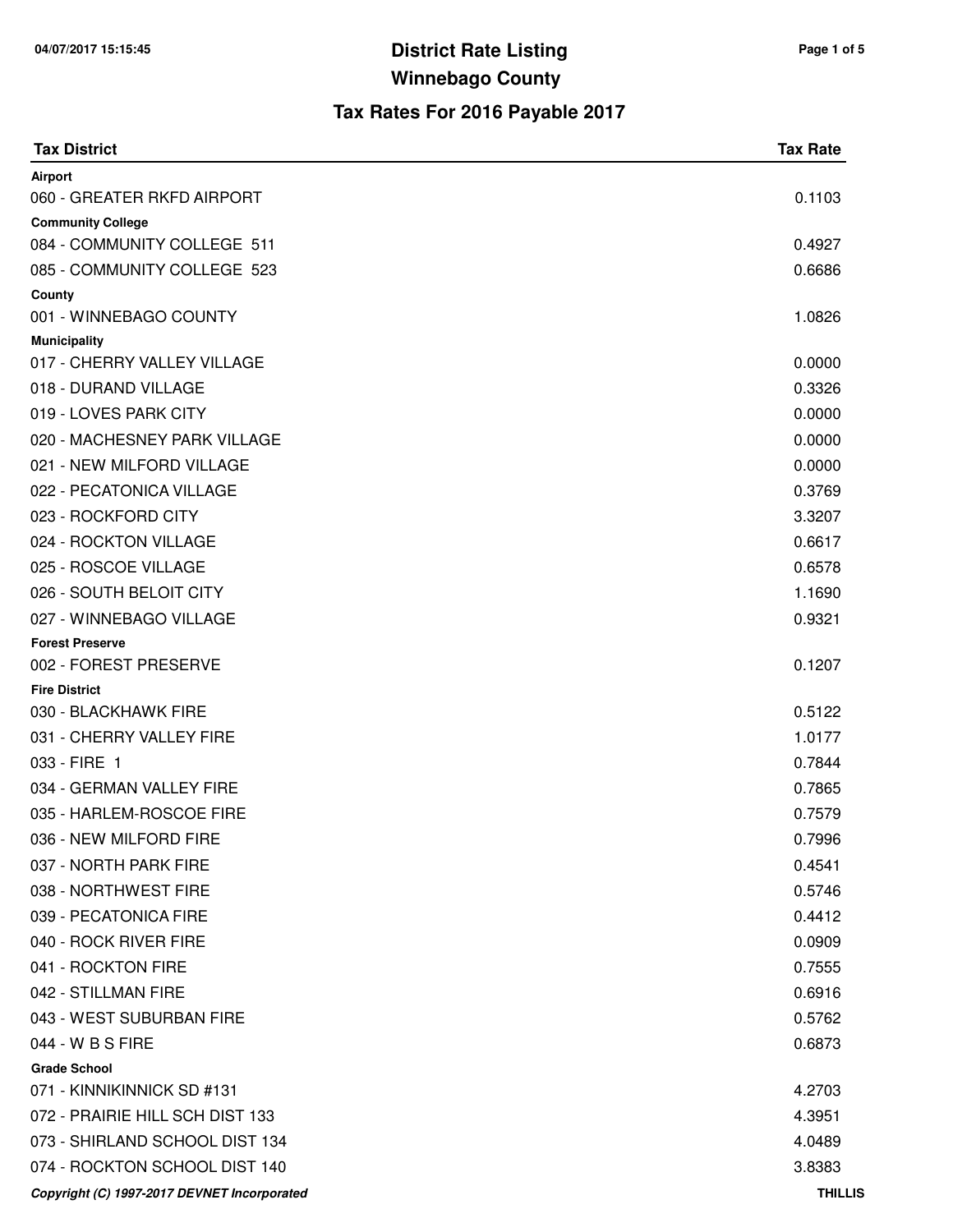# District Rate Listing

## Winnebago County

### Tax Rates For 2016 Payable 2017

| Tax District | Tax Rate |
|---|---|
| **Airport** | |
| 060 - GREATER RKFD AIRPORT | 0.1103 |
| **Community College** | |
| 084 - COMMUNITY COLLEGE 511 | 0.4927 |
| 085 - COMMUNITY COLLEGE 523 | 0.6686 |
| **County** | |
| 001 - WINNEBAGO COUNTY | 1.0826 |
| **Municipality** | |
| 017 - CHERRY VALLEY VILLAGE | 0.0000 |
| 018 - DURAND VILLAGE | 0.3326 |
| 019 - LOVES PARK CITY | 0.0000 |
| 020 - MACHESNEY PARK VILLAGE | 0.0000 |
| 021 - NEW MILFORD VILLAGE | 0.0000 |
| 022 - PECATONICA VILLAGE | 0.3769 |
| 023 - ROCKFORD CITY | 3.3207 |
| 024 - ROCKTON VILLAGE | 0.6617 |
| 025 - ROSCOE VILLAGE | 0.6578 |
| 026 - SOUTH BELOIT CITY | 1.1690 |
| 027 - WINNEBAGO VILLAGE | 0.9321 |
| **Forest Preserve** | |
| 002 - FOREST PRESERVE | 0.1207 |
| **Fire District** | |
| 030 - BLACKHAWK FIRE | 0.5122 |
| 031 - CHERRY VALLEY FIRE | 1.0177 |
| 033 - FIRE 1 | 0.7844 |
| 034 - GERMAN VALLEY FIRE | 0.7865 |
| 035 - HARLEM-ROSCOE FIRE | 0.7579 |
| 036 - NEW MILFORD FIRE | 0.7996 |
| 037 - NORTH PARK FIRE | 0.4541 |
| 038 - NORTHWEST FIRE | 0.5746 |
| 039 - PECATONICA FIRE | 0.4412 |
| 040 - ROCK RIVER FIRE | 0.0909 |
| 041 - ROCKTON FIRE | 0.7555 |
| 042 - STILLMAN FIRE | 0.6916 |
| 043 - WEST SUBURBAN FIRE | 0.5762 |
| 044 - W B S FIRE | 0.6873 |
| **Grade School** | |
| 071 - KINNIKINNICK SD #131 | 4.2703 |
| 072 - PRAIRIE HILL SCH DIST 133 | 4.3951 |
| 073 - SHIRLAND SCHOOL DIST 134 | 4.0489 |
| 074 - ROCKTON SCHOOL DIST 140 | 3.8383 |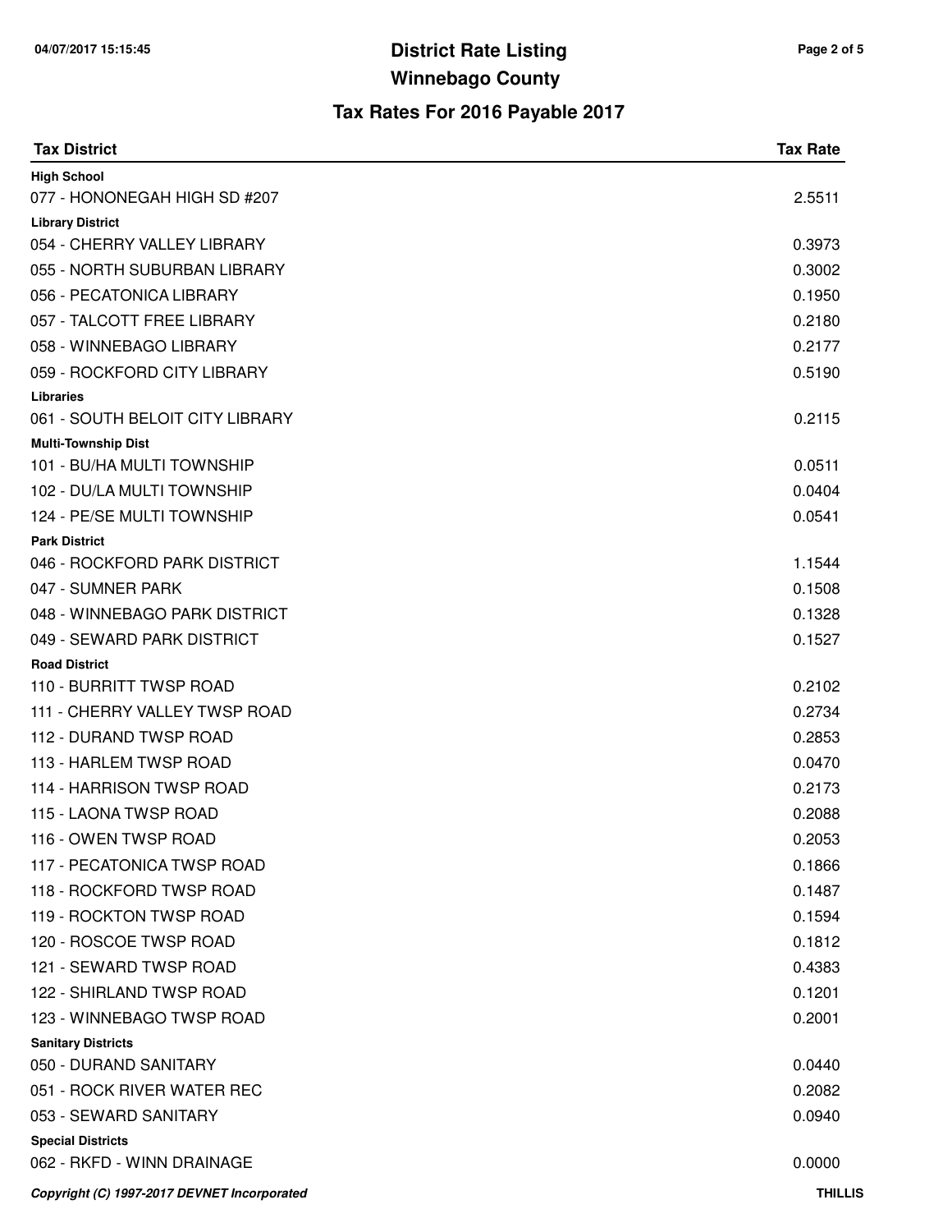# District Rate Listing

## Winnebago County

### Tax Rates For 2016 Payable 2017

| Tax District | Tax Rate |
|---|---|
| **High School** | |
| 077 - HONONEGAH HIGH SD #207 | 2.5511 |
| **Library District** | |
| 054 - CHERRY VALLEY LIBRARY | 0.3973 |
| 055 - NORTH SUBURBAN LIBRARY | 0.3002 |
| 056 - PECATONICA LIBRARY | 0.1950 |
| 057 - TALCOTT FREE LIBRARY | 0.2180 |
| 058 - WINNEBAGO LIBRARY | 0.2177 |
| 059 - ROCKFORD CITY LIBRARY | 0.5190 |
| **Libraries** | |
| 061 - SOUTH BELOIT CITY LIBRARY | 0.2115 |
| **Multi-Township Dist** | |
| 101 - BU/HA MULTI TOWNSHIP | 0.0511 |
| 102 - DU/LA MULTI TOWNSHIP | 0.0404 |
| 124 - PE/SE MULTI TOWNSHIP | 0.0541 |
| **Park District** | |
| 046 - ROCKFORD PARK DISTRICT | 1.1544 |
| 047 - SUMNER PARK | 0.1508 |
| 048 - WINNEBAGO PARK DISTRICT | 0.1328 |
| 049 - SEWARD PARK DISTRICT | 0.1527 |
| **Road District** | |
| 110 - BURRITT TWSP ROAD | 0.2102 |
| 111 - CHERRY VALLEY TWSP ROAD | 0.2734 |
| 112 - DURAND TWSP ROAD | 0.2853 |
| 113 - HARLEM TWSP ROAD | 0.0470 |
| 114 - HARRISON TWSP ROAD | 0.2173 |
| 115 - LAONA TWSP ROAD | 0.2088 |
| 116 - OWEN TWSP ROAD | 0.2053 |
| 117 - PECATONICA TWSP ROAD | 0.1866 |
| 118 - ROCKFORD TWSP ROAD | 0.1487 |
| 119 - ROCKTON TWSP ROAD | 0.1594 |
| 120 - ROSCOE TWSP ROAD | 0.1812 |
| 121 - SEWARD TWSP ROAD | 0.4383 |
| 122 - SHIRLAND TWSP ROAD | 0.1201 |
| 123 - WINNEBAGO TWSP ROAD | 0.2001 |
| **Sanitary Districts** | |
| 050 - DURAND SANITARY | 0.0440 |
| 051 - ROCK RIVER WATER REC | 0.2082 |
| 053 - SEWARD SANITARY | 0.0940 |
| **Special Districts** | |
| 062 - RKFD - WINN DRAINAGE | 0.0000 |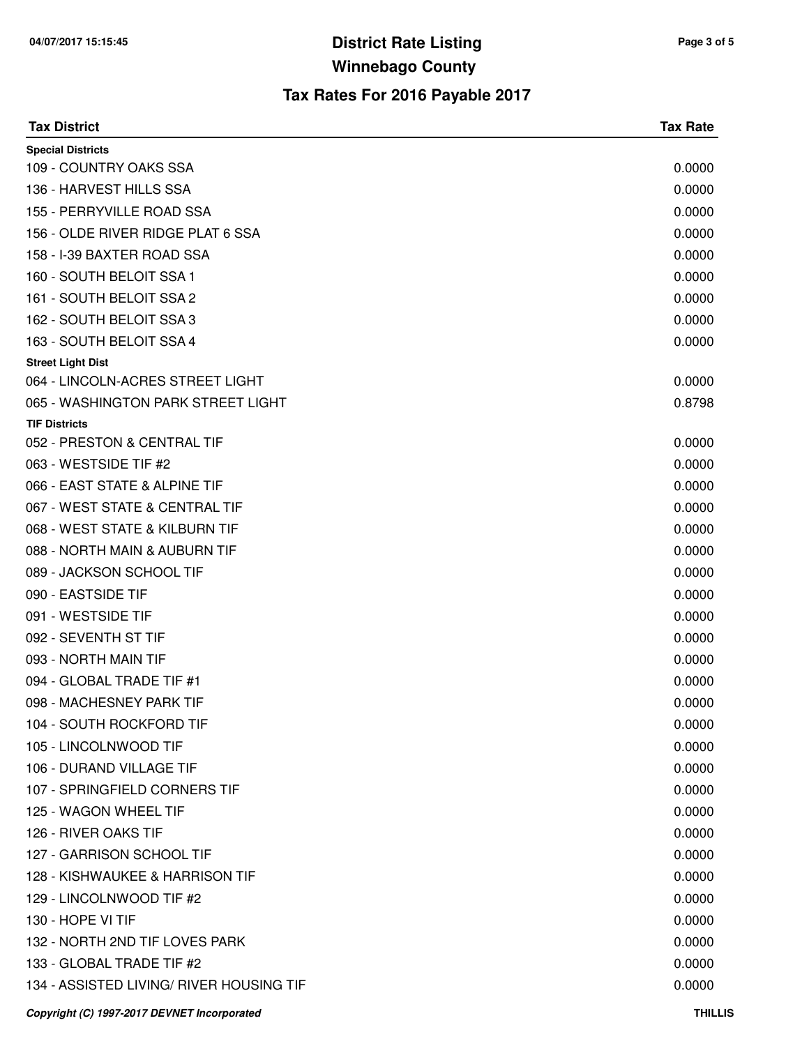# District Rate Listing

## Winnebago County

### Tax Rates For 2016 Payable 2017

| Tax District | Tax Rate |
|---|---|
| **Special Districts** | |
| 109 - COUNTRY OAKS SSA | 0.0000 |
| 136 - HARVEST HILLS SSA | 0.0000 |
| 155 - PERRYVILLE ROAD SSA | 0.0000 |
| 156 - OLDE RIVER RIDGE PLAT 6 SSA | 0.0000 |
| 158 - I-39 BAXTER ROAD SSA | 0.0000 |
| 160 - SOUTH BELOIT SSA 1 | 0.0000 |
| 161 - SOUTH BELOIT SSA 2 | 0.0000 |
| 162 - SOUTH BELOIT SSA 3 | 0.0000 |
| 163 - SOUTH BELOIT SSA 4 | 0.0000 |
| **Street Light Dist** | |
| 064 - LINCOLN-ACRES STREET LIGHT | 0.0000 |
| 065 - WASHINGTON PARK STREET LIGHT | 0.8798 |
| **TIF Districts** | |
| 052 - PRESTON & CENTRAL TIF | 0.0000 |
| 063 - WESTSIDE TIF #2 | 0.0000 |
| 066 - EAST STATE & ALPINE TIF | 0.0000 |
| 067 - WEST STATE & CENTRAL TIF | 0.0000 |
| 068 - WEST STATE & KILBURN TIF | 0.0000 |
| 088 - NORTH MAIN & AUBURN TIF | 0.0000 |
| 089 - JACKSON SCHOOL TIF | 0.0000 |
| 090 - EASTSIDE TIF | 0.0000 |
| 091 - WESTSIDE TIF | 0.0000 |
| 092 - SEVENTH ST TIF | 0.0000 |
| 093 - NORTH MAIN TIF | 0.0000 |
| 094 - GLOBAL TRADE TIF #1 | 0.0000 |
| 098 - MACHESNEY PARK TIF | 0.0000 |
| 104 - SOUTH ROCKFORD TIF | 0.0000 |
| 105 - LINCOLNWOOD TIF | 0.0000 |
| 106 - DURAND VILLAGE TIF | 0.0000 |
| 107 - SPRINGFIELD CORNERS TIF | 0.0000 |
| 125 - WAGON WHEEL TIF | 0.0000 |
| 126 - RIVER OAKS TIF | 0.0000 |
| 127 - GARRISON SCHOOL TIF | 0.0000 |
| 128 - KISHWAUKEE & HARRISON TIF | 0.0000 |
| 129 - LINCOLNWOOD TIF #2 | 0.0000 |
| 130 - HOPE VI TIF | 0.0000 |
| 132 - NORTH 2ND TIF LOVES PARK | 0.0000 |
| 133 - GLOBAL TRADE TIF #2 | 0.0000 |
| 134 - ASSISTED LIVING/ RIVER HOUSING TIF | 0.0000 |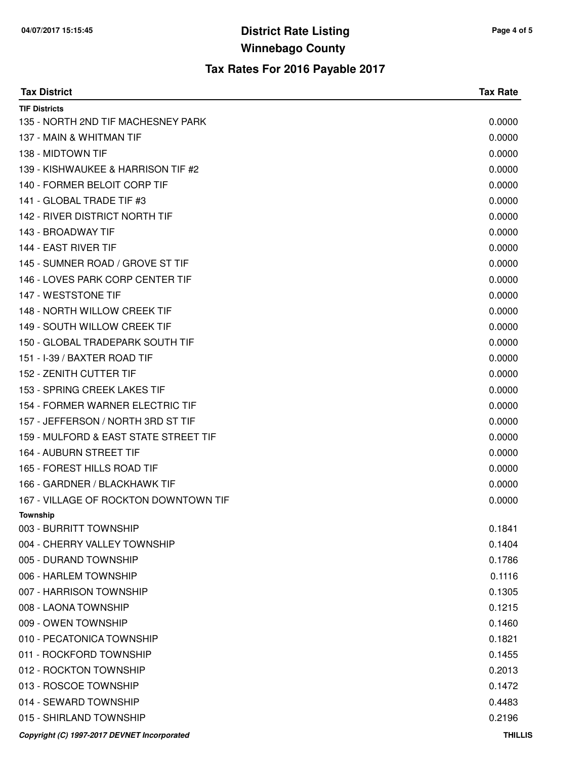# District Rate Listing

## Winnebago County

### Tax Rates For 2016 Payable 2017

| Tax District | Tax Rate |
| --- | --- |
| **TIF Districts** | |
| 135 - NORTH 2ND TIF MACHESNEY PARK | 0.0000 |
| 137 - MAIN & WHITMAN TIF | 0.0000 |
| 138 - MIDTOWN TIF | 0.0000 |
| 139 - KISHWAUKEE & HARRISON TIF #2 | 0.0000 |
| 140 - FORMER BELOIT CORP TIF | 0.0000 |
| 141 - GLOBAL TRADE TIF #3 | 0.0000 |
| 142 - RIVER DISTRICT NORTH TIF | 0.0000 |
| 143 - BROADWAY TIF | 0.0000 |
| 144 - EAST RIVER TIF | 0.0000 |
| 145 - SUMNER ROAD / GROVE ST TIF | 0.0000 |
| 146 - LOVES PARK CORP CENTER TIF | 0.0000 |
| 147 - WESTSTONE TIF | 0.0000 |
| 148 - NORTH WILLOW CREEK TIF | 0.0000 |
| 149 - SOUTH WILLOW CREEK TIF | 0.0000 |
| 150 - GLOBAL TRADEPARK SOUTH TIF | 0.0000 |
| 151 - I-39 / BAXTER ROAD TIF | 0.0000 |
| 152 - ZENITH CUTTER TIF | 0.0000 |
| 153 - SPRING CREEK LAKES TIF | 0.0000 |
| 154 - FORMER WARNER ELECTRIC TIF | 0.0000 |
| 157 - JEFFERSON / NORTH 3RD ST TIF | 0.0000 |
| 159 - MULFORD & EAST STATE STREET TIF | 0.0000 |
| 164 - AUBURN STREET TIF | 0.0000 |
| 165 - FOREST HILLS ROAD TIF | 0.0000 |
| 166 - GARDNER / BLACKHAWK TIF | 0.0000 |
| 167 - VILLAGE OF ROCKTON DOWNTOWN TIF | 0.0000 |
| **Township** | |
| 003 - BURRITT TOWNSHIP | 0.1841 |
| 004 - CHERRY VALLEY TOWNSHIP | 0.1404 |
| 005 - DURAND TOWNSHIP | 0.1786 |
| 006 - HARLEM TOWNSHIP | 0.1116 |
| 007 - HARRISON TOWNSHIP | 0.1305 |
| 008 - LAONA TOWNSHIP | 0.1215 |
| 009 - OWEN TOWNSHIP | 0.1460 |
| 010 - PECATONICA TOWNSHIP | 0.1821 |
| 011 - ROCKFORD TOWNSHIP | 0.1455 |
| 012 - ROCKTON TOWNSHIP | 0.2013 |
| 013 - ROSCOE TOWNSHIP | 0.1472 |
| 014 - SEWARD TOWNSHIP | 0.4483 |
| 015 - SHIRLAND TOWNSHIP | 0.2196 |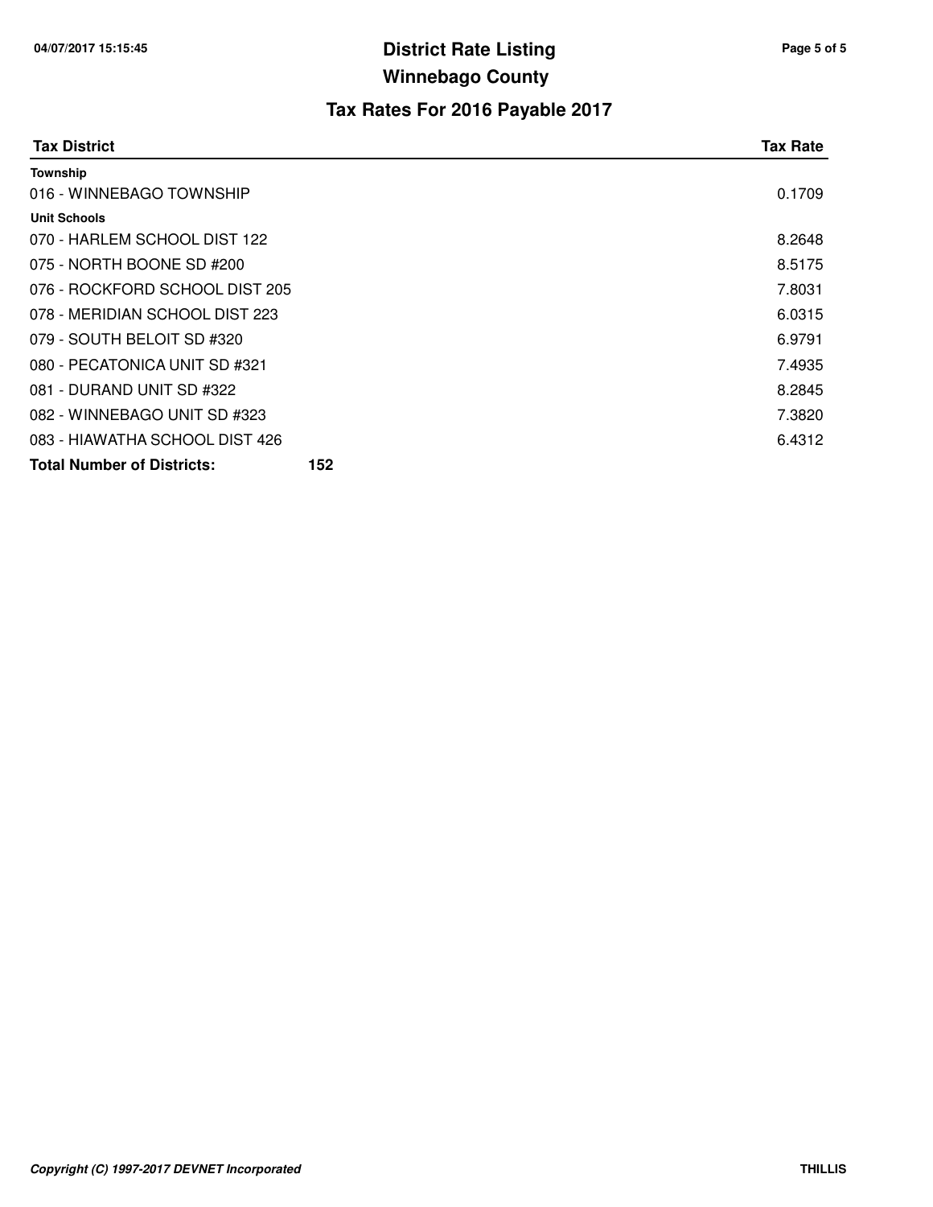# District Rate Listing

## Winnebago County

### Tax Rates For 2016 Payable 2017

| Tax District | Tax Rate |
|---|---|
| **Township** | |
| 016 - WINNEBAGO TOWNSHIP | 0.1709 |
| **Unit Schools** | |
| 070 - HARLEM SCHOOL DIST 122 | 8.2648 |
| 075 - NORTH BOONE SD #200 | 8.5175 |
| 076 - ROCKFORD SCHOOL DIST 205 | 7.8031 |
| 078 - MERIDIAN SCHOOL DIST 223 | 6.0315 |
| 079 - SOUTH BELOIT SD #320 | 6.9791 |
| 080 - PECATONICA UNIT SD #321 | 7.4935 |
| 081 - DURAND UNIT SD #322 | 8.2845 |
| 082 - WINNEBAGO UNIT SD #323 | 7.3820 |
| 083 - HIAWATHA SCHOOL DIST 426 | 6.4312 |

**Total Number of Districts:** **152**